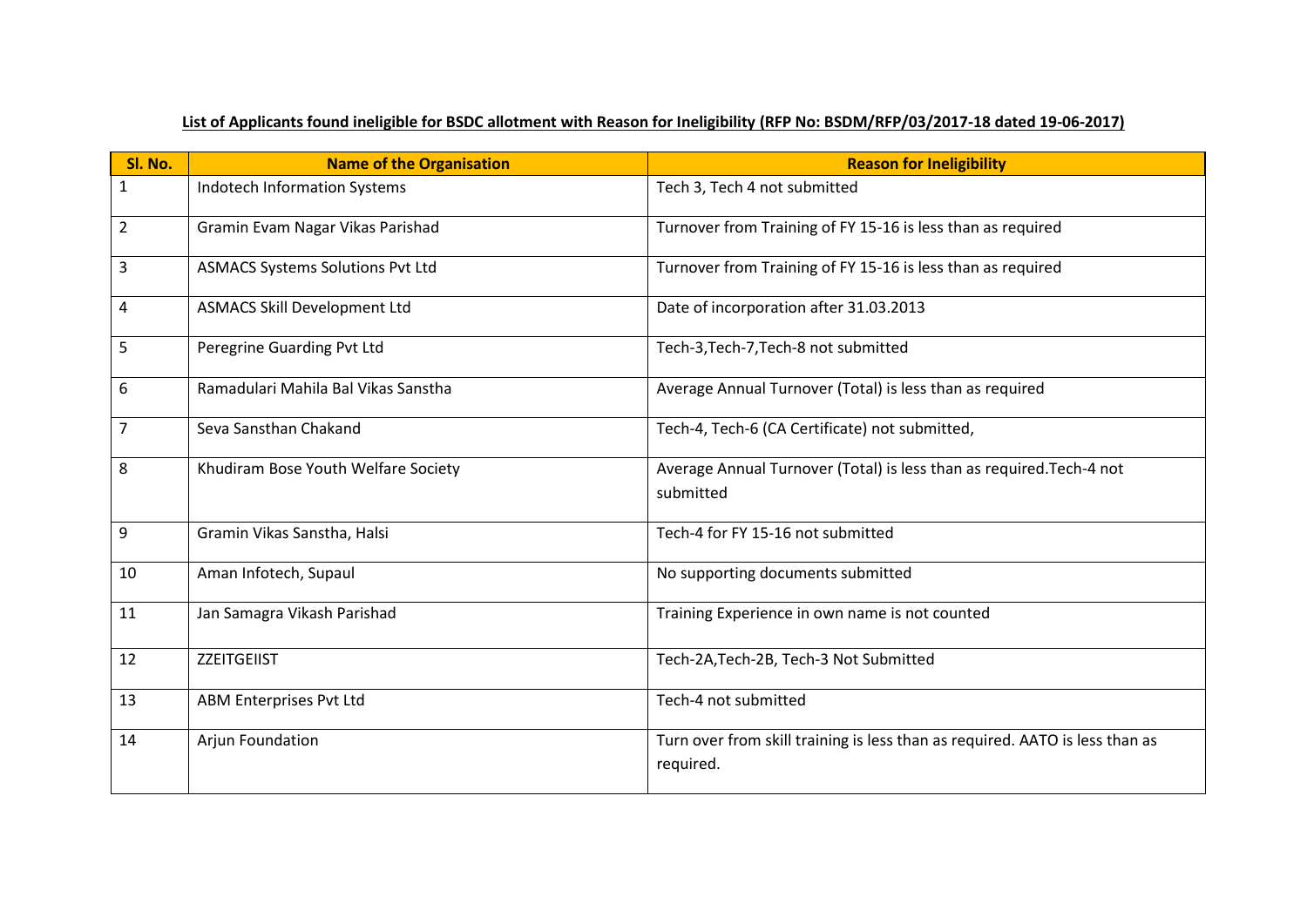**List of Applicants found ineligible for BSDC allotment with Reason for Ineligibility (RFP No: BSDM/RFP/03/2017-18 dated 19-06-2017)**

| Sl. No. | Name of the Organisation | Reason for Ineligibility |
|---|---|---|
| 1 | Indotech Information Systems | Tech 3, Tech 4 not submitted |
| 2 | Gramin Evam Nagar Vikas Parishad | Turnover from Training of FY 15-16 is less than as required |
| 3 | ASMACS Systems Solutions Pvt Ltd | Turnover from Training of FY 15-16 is less than as required |
| 4 | ASMACS Skill Development Ltd | Date of incorporation after 31.03.2013 |
| 5 | Peregrine Guarding Pvt Ltd | Tech-3,Tech-7,Tech-8 not submitted |
| 6 | Ramadulari Mahila Bal Vikas Sanstha | Average Annual Turnover (Total) is less than as required |
| 7 | Seva Sansthan Chakand | Tech-4, Tech-6 (CA Certificate) not submitted, |
| 8 | Khudiram Bose Youth Welfare Society | Average Annual Turnover (Total) is less than as required.Tech-4 not submitted |
| 9 | Gramin Vikas Sanstha, Halsi | Tech-4 for FY 15-16 not submitted |
| 10 | Aman Infotech, Supaul | No supporting documents submitted |
| 11 | Jan Samagra Vikash Parishad | Training Experience in own name is not counted |
| 12 | ZZEITGEIIST | Tech-2A,Tech-2B, Tech-3 Not Submitted |
| 13 | ABM Enterprises Pvt Ltd | Tech-4 not submitted |
| 14 | Arjun Foundation | Turn over from skill training is less than as required. AATO is less than as required. |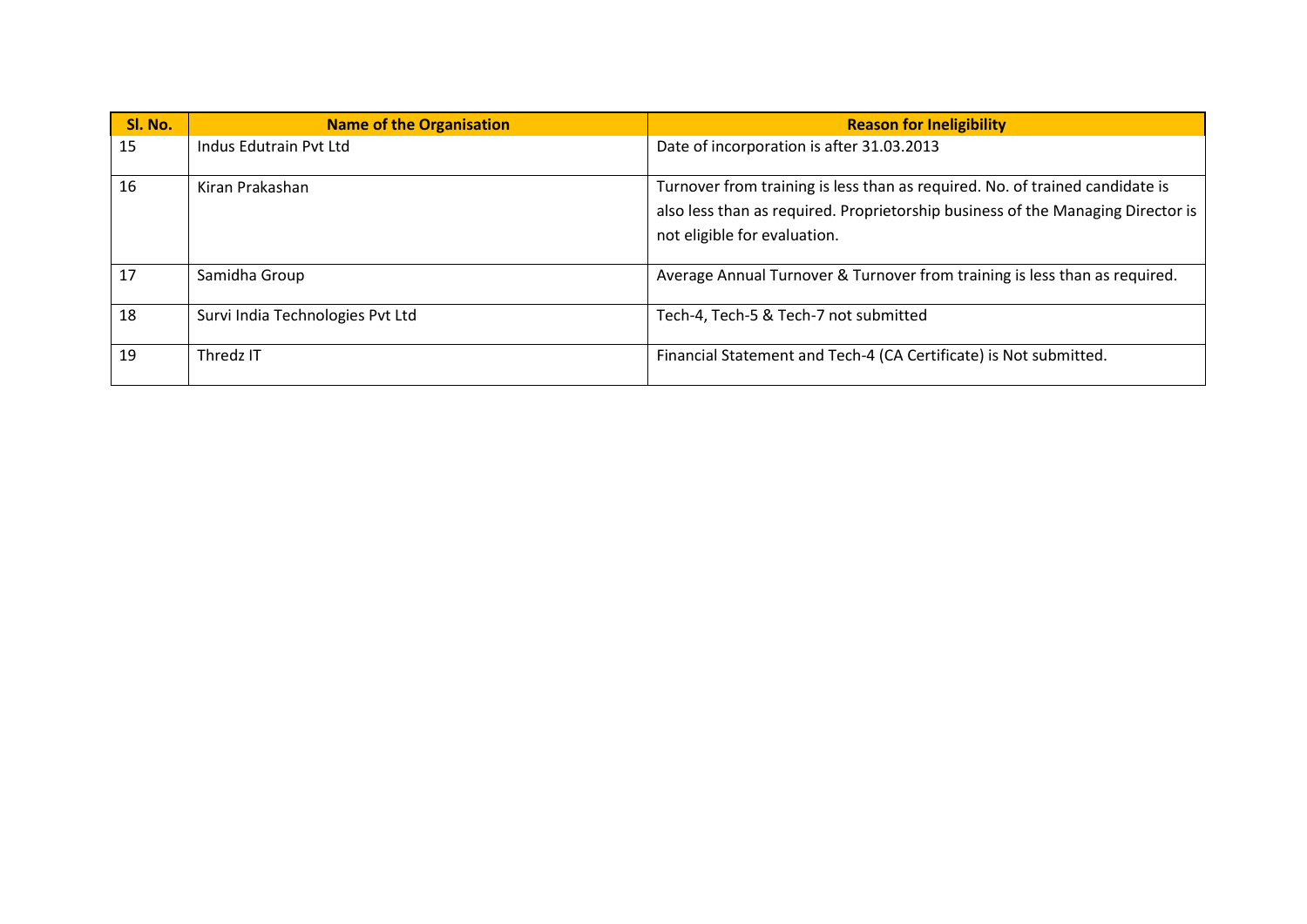| Sl. No. | Name of the Organisation | Reason for Ineligibility |
|---|---|---|
| 15 | Indus Edutrain Pvt Ltd | Date of incorporation is after 31.03.2013 |
| 16 | Kiran Prakashan | Turnover from training is less than as required. No. of trained candidate is also less than as required. Proprietorship business of the Managing Director is not eligible for evaluation. |
| 17 | Samidha Group | Average Annual Turnover & Turnover from training is less than as required. |
| 18 | Survi India Technologies Pvt Ltd | Tech-4, Tech-5 & Tech-7 not submitted |
| 19 | Thredz IT | Financial Statement and Tech-4 (CA Certificate) is Not submitted. |